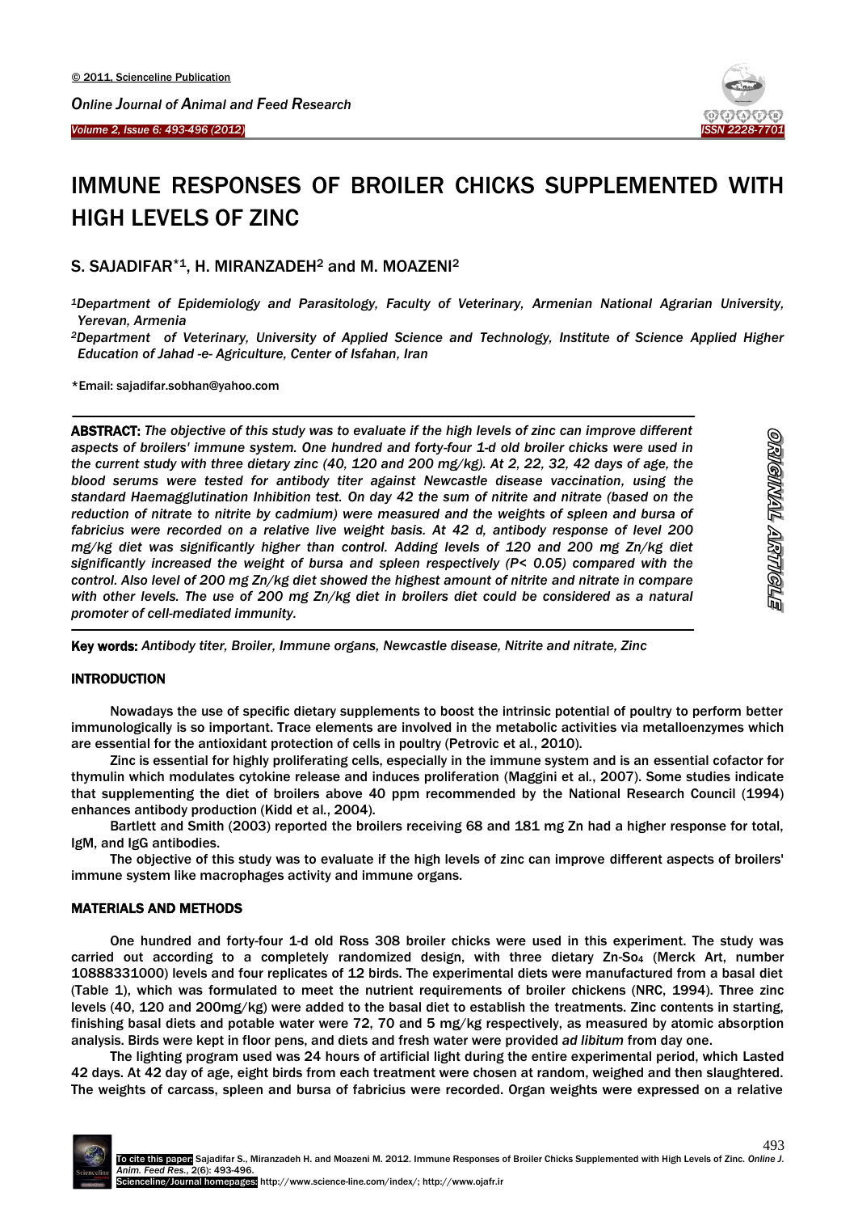# IMMUNE RESPONSES OF BROILER CHICKS SUPPLEMENTED WITH HIGH LEVELS OF ZINC

S. SAJADIFAR*[1], H. MIRANZADEH[2] and M. MOAZENI[2]

[1]*Department of Epidemiology and Parasitology, Faculty of Veterinary, Armenian National Agrarian University, Yerevan, Armenia*

[2]*Department of Veterinary, University of Applied Science and Technology, Institute of Science Applied Higher Education of Jahad -e- Agriculture, Center of Isfahan, Iran*

*Email: sajadifar.sobhan@yahoo.com

ORIGINAL ARTICLE

**ABSTRACT:** *The objective of this study was to evaluate if the high levels of zinc can improve different aspects of broilers' immune system. One hundred and forty-four 1-d old broiler chicks were used in the current study with three dietary zinc (40, 120 and 200 mg/kg). At 2, 22, 32, 42 days of age, the blood serums were tested for antibody titer against Newcastle disease vaccination, using the standard Haemagglutination Inhibition test. On day 42 the sum of nitrite and nitrate (based on the reduction of nitrate to nitrite by cadmium) were measured and the weights of spleen and bursa of fabricius were recorded on a relative live weight basis. At 42 d, antibody response of level 200 mg/kg diet was significantly higher than control. Adding levels of 120 and 200 mg Zn/kg diet significantly increased the weight of bursa and spleen respectively (P< 0.05) compared with the control. Also level of 200 mg Zn/kg diet showed the highest amount of nitrite and nitrate in compare with other levels. The use of 200 mg Zn/kg diet in broilers diet could be considered as a natural promoter of cell-mediated immunity.*

**Key words:** *Antibody titer, Broiler, Immune organs, Newcastle disease, Nitrite and nitrate, Zinc*

## INTRODUCTION

Nowadays the use of specific dietary supplements to boost the intrinsic potential of poultry to perform better immunologically is so important. Trace elements are involved in the metabolic activities via metalloenzymes which are essential for the antioxidant protection of cells in poultry (Petrovic et al., 2010).

Zinc is essential for highly proliferating cells, especially in the immune system and is an essential cofactor for thymulin which modulates cytokine release and induces proliferation (Maggini et al., 2007). Some studies indicate that supplementing the diet of broilers above 40 ppm recommended by the National Research Council (1994) enhances antibody production (Kidd et al., 2004).

Bartlett and Smith (2003) reported the broilers receiving 68 and 181 mg Zn had a higher response for total, IgM, and IgG antibodies.

The objective of this study was to evaluate if the high levels of zinc can improve different aspects of broilers' immune system like macrophages activity and immune organs.

## MATERIALS AND METHODS

One hundred and forty-four 1-d old Ross 308 broiler chicks were used in this experiment. The study was carried out according to a completely randomized design, with three dietary Zn-$SO_4$ (Merck Art, number 10888331000) levels and four replicates of 12 birds. The experimental diets were manufactured from a basal diet (Table 1), which was formulated to meet the nutrient requirements of broiler chickens (NRC, 1994). Three zinc levels (40, 120 and 200mg/kg) were added to the basal diet to establish the treatments. Zinc contents in starting, finishing basal diets and potable water were 72, 70 and 5 mg/kg respectively, as measured by atomic absorption analysis. Birds were kept in floor pens, and diets and fresh water were provided *ad libitum* from day one.

The lighting program used was 24 hours of artificial light during the entire experimental period, which Lasted 42 days. At 42 day of age, eight birds from each treatment were chosen at random, weighed and then slaughtered. The weights of carcass, spleen and bursa of fabricius were recorded. Organ weights were expressed on a relative

To cite this paper: Sajadifar S., Miranzadeh H. and Moazeni M. 2012. Immune Responses of Broiler Chicks Supplemented with High Levels of Zinc. *Online J. Anim. Feed Res.*, 2(6): 493-496.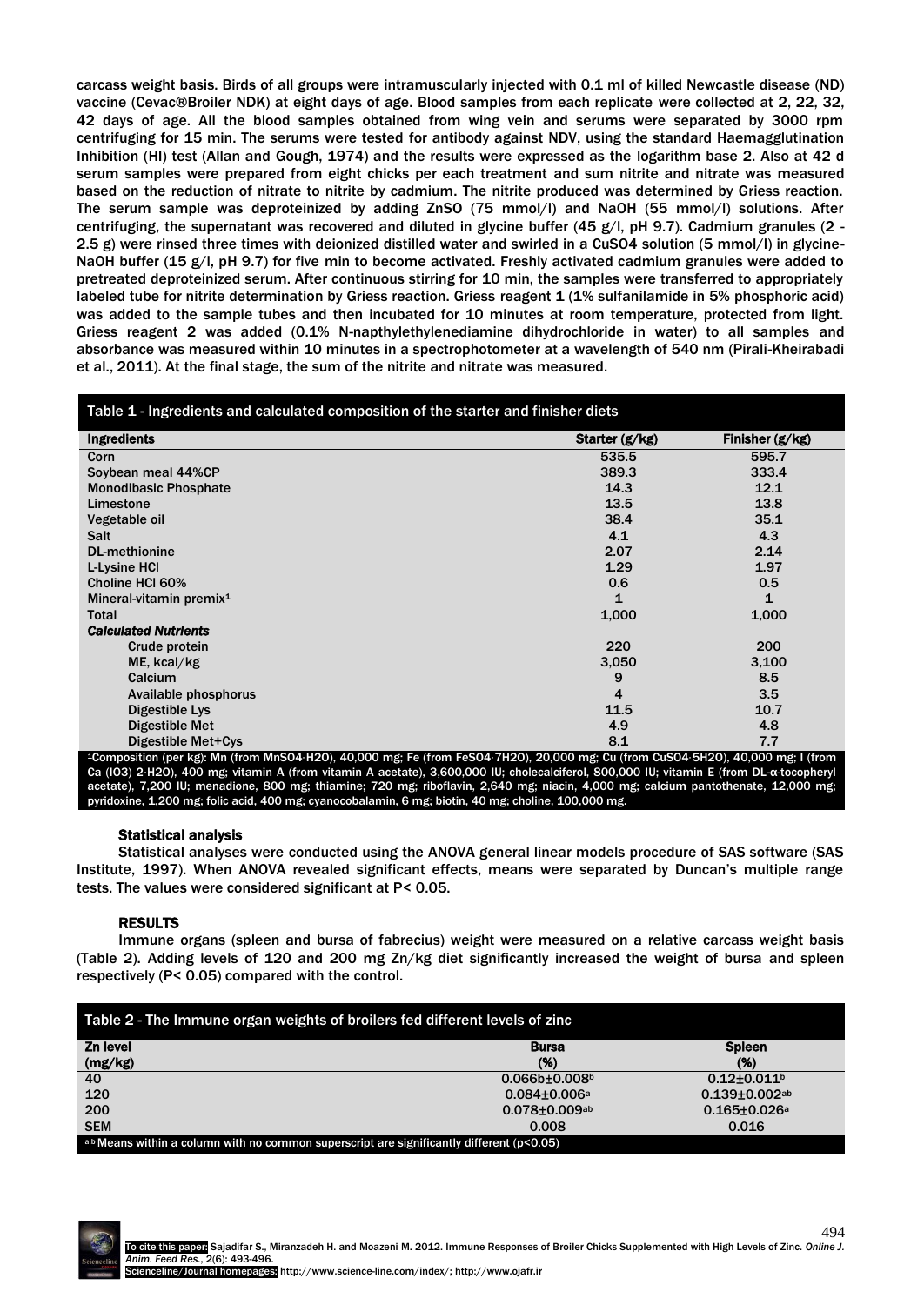carcass weight basis. Birds of all groups were intramuscularly injected with 0.1 ml of killed Newcastle disease (ND) vaccine (Cevac®Broiler NDK) at eight days of age. Blood samples from each replicate were collected at 2, 22, 32, 42 days of age. All the blood samples obtained from wing vein and serums were separated by 3000 rpm centrifuging for 15 min. The serums were tested for antibody against NDV, using the standard Haemagglutination Inhibition (HI) test (Allan and Gough, 1974) and the results were expressed as the logarithm base 2. Also at 42 d serum samples were prepared from eight chicks per each treatment and sum nitrite and nitrate was measured based on the reduction of nitrate to nitrite by cadmium. The nitrite produced was determined by Griess reaction. The serum sample was deproteinized by adding ZnSO (75 mmol/l) and NaOH (55 mmol/l) solutions. After centrifuging, the supernatant was recovered and diluted in glycine buffer (45 g/l, pH 9.7). Cadmium granules (2 - 2.5 g) were rinsed three times with deionized distilled water and swirled in a $CuSO_4$ solution (5 mmol/l) in glycine-NaOH buffer (15 g/l, pH 9.7) for five min to become activated. Freshly activated cadmium granules were added to pretreated deproteinized serum. After continuous stirring for 10 min, the samples were transferred to appropriately labeled tube for nitrite determination by Griess reaction. Griess reagent 1 (1% sulfanilamide in 5% phosphoric acid) was added to the sample tubes and then incubated for 10 minutes at room temperature, protected from light. Griess reagent 2 was added (0.1% N-napthylethylenediamine dihydrochloride in water) to all samples and absorbance was measured within 10 minutes in a spectrophotometer at a wavelength of 540 nm (Pirali-Kheirabadi et al., 2011). At the final stage, the sum of the nitrite and nitrate was measured.

**Table 1 - Ingredients and calculated composition of the starter and finisher diets**

| Ingredients | Starter (g/kg) | Finisher (g/kg) |
|---|---|---|
| Corn | 535.5 | 595.7 |
| Soybean meal 44%CP | 389.3 | 333.4 |
| Monodibasic Phosphate | 14.3 | 12.1 |
| Limestone | 13.5 | 13.8 |
| Vegetable oil | 38.4 | 35.1 |
| Salt | 4.1 | 4.3 |
| DL-methionine | 2.07 | 2.14 |
| L-Lysine HCl | 1.29 | 1.97 |
| Choline HCl 60% | 0.6 | 0.5 |
| Mineral-vitamin premix[1] | 1 | 1 |
| Total | 1,000 | 1,000 |
| ***Calculated Nutrients*** | | |
| Crude protein | 220 | 200 |
| ME, kcal/kg | 3,050 | 3,100 |
| Calcium | 9 | 8.5 |
| Available phosphorus | 4 | 3.5 |
| Digestible Lys | 11.5 | 10.7 |
| Digestible Met | 4.9 | 4.8 |
| Digestible Met+Cys | 8.1 | 7.7 |

[1]Composition (per kg): Mn (from $MnSO_4 \cdot H_2O$), 40,000 mg; Fe (from $FeSO_4 \cdot 7H_2O$), 20,000 mg; Cu (from $CuSO_4 \cdot 5H_2O$), 40,000 mg; I (from Ca $(IO_3)_2 \cdot H_2O$), 400 mg; vitamin A (from vitamin A acetate), 3,600,000 IU; cholecalciferol, 800,000 IU; vitamin E (from DL-α-tocopheryl acetate), 7,200 IU; menadione, 800 mg; thiamine; 720 mg; riboflavin, 2,640 mg; niacin, 4,000 mg; calcium pantothenate, 12,000 mg; pyridoxine, 1,200 mg; folic acid, 400 mg; cyanocobalamin, 6 mg; biotin, 40 mg; choline, 100,000 mg.

### Statistical analysis

Statistical analyses were conducted using the ANOVA general linear models procedure of SAS software (SAS Institute, 1997). When ANOVA revealed significant effects, means were separated by Duncan's multiple range tests. The values were considered significant at $P < 0.05$.

## RESULTS

Immune organs (spleen and bursa of fabrecius) weight were measured on a relative carcass weight basis (Table 2). Adding levels of 120 and 200 mg Zn/kg diet significantly increased the weight of bursa and spleen respectively ($P < 0.05$) compared with the control.

**Table 2 - The Immune organ weights of broilers fed different levels of zinc**

| Zn level (mg/kg) | Bursa (%) | Spleen (%) |
|---|---|---|
| 40 | 0.066b±0.008[b] | 0.12±0.011[b] |
| 120 | 0.084±0.006[a] | 0.139±0.002[ab] |
| 200 | 0.078±0.009[ab] | 0.165±0.026[a] |
| SEM | 0.008 | 0.016 |

[a,b] Means within a column with no common superscript are significantly different (p<0.05)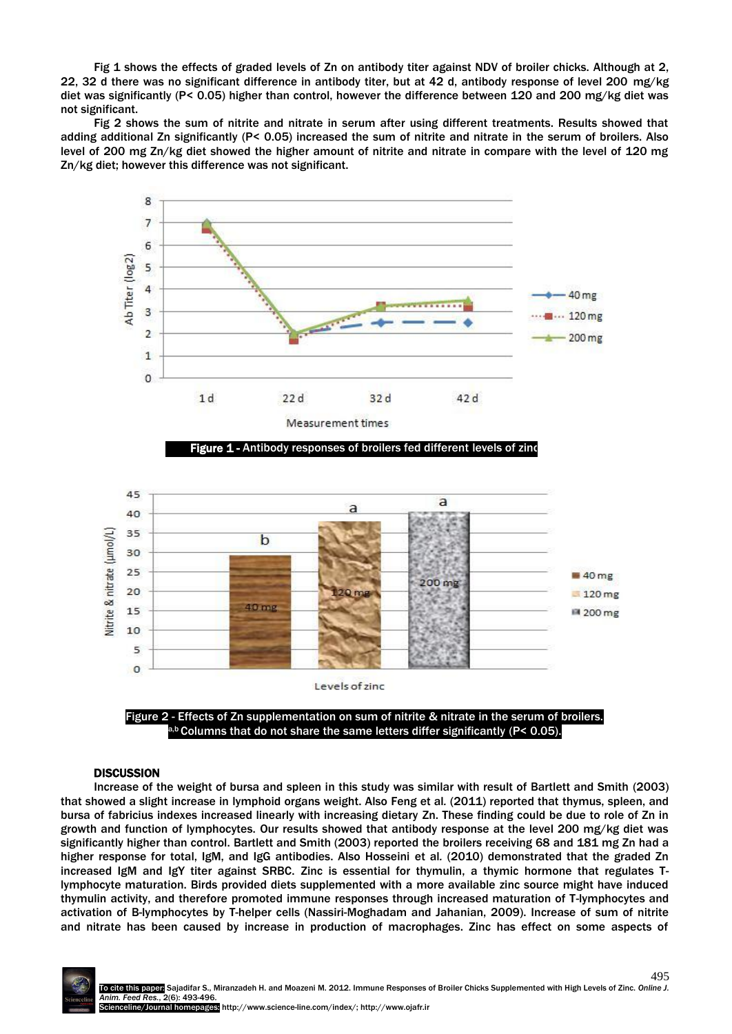Fig 1 shows the effects of graded levels of Zn on antibody titer against NDV of broiler chicks. Although at 2, 22, 32 d there was no significant difference in antibody titer, but at 42 d, antibody response of level 200 mg/kg diet was significantly ($P < 0.05$) higher than control, however the difference between 120 and 200 mg/kg diet was not significant.

Fig 2 shows the sum of nitrite and nitrate in serum after using different treatments. Results showed that adding additional Zn significantly ($P < 0.05$) increased the sum of nitrite and nitrate in the serum of broilers. Also level of 200 mg Zn/kg diet showed the higher amount of nitrite and nitrate in compare with the level of 120 mg Zn/kg diet; however this difference was not significant.

**Figure 1** - Antibody responses of broilers fed different levels of zinc

Figure 2 - Effects of Zn supplementation on sum of nitrite & nitrate in the serum of broilers.
[a,b] Columns that do not share the same letters differ significantly ($P < 0.05$).

## DISCUSSION

Increase of the weight of bursa and spleen in this study was similar with result of Bartlett and Smith (2003) that showed a slight increase in lymphoid organs weight. Also Feng et al. (2011) reported that thymus, spleen, and bursa of fabricius indexes increased linearly with increasing dietary Zn. These finding could be due to role of Zn in growth and function of lymphocytes. Our results showed that antibody response at the level 200 mg/kg diet was significantly higher than control. Bartlett and Smith (2003) reported the broilers receiving 68 and 181 mg Zn had a higher response for total, IgM, and IgG antibodies. Also Hosseini et al. (2010) demonstrated that the graded Zn increased IgM and IgY titer against SRBC. Zinc is essential for thymulin, a thymic hormone that regulates T-lymphocyte maturation. Birds provided diets supplemented with a more available zinc source might have induced thymulin activity, and therefore promoted immune responses through increased maturation of T-lymphocytes and activation of B-lymphocytes by T-helper cells (Nassiri-Moghadam and Jahanian, 2009). Increase of sum of nitrite and nitrate has been caused by increase in production of macrophages. Zinc has effect on some aspects of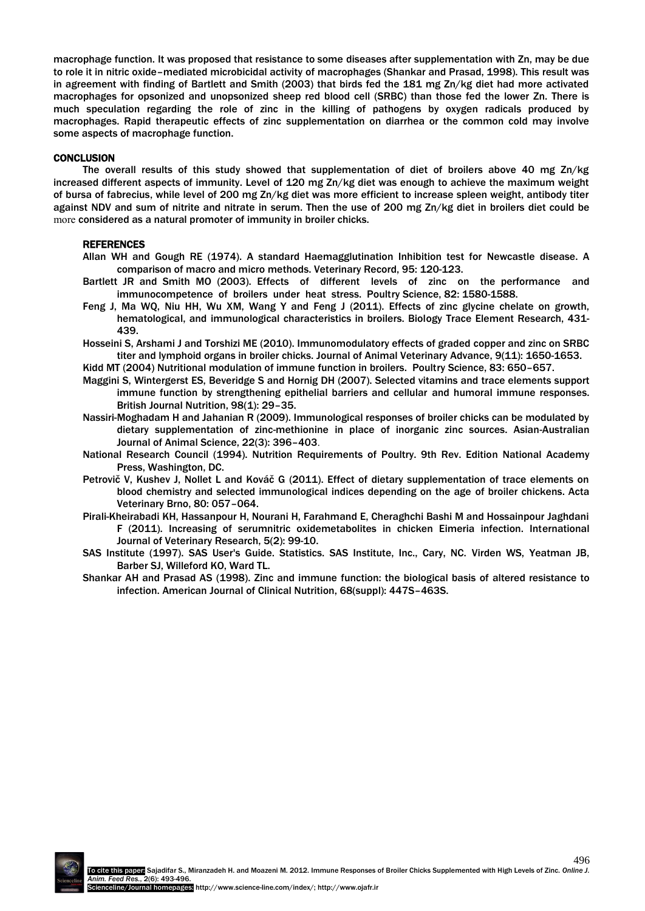macrophage function. It was proposed that resistance to some diseases after supplementation with Zn, may be due to role it in nitric oxide–mediated microbicidal activity of macrophages (Shankar and Prasad, 1998). This result was in agreement with finding of Bartlett and Smith (2003) that birds fed the 181 mg Zn/kg diet had more activated macrophages for opsonized and unopsonized sheep red blood cell (SRBC) than those fed the lower Zn. There is much speculation regarding the role of zinc in the killing of pathogens by oxygen radicals produced by macrophages. Rapid therapeutic effects of zinc supplementation on diarrhea or the common cold may involve some aspects of macrophage function.

## CONCLUSION

The overall results of this study showed that supplementation of diet of broilers above 40 mg Zn/kg increased different aspects of immunity. Level of 120 mg Zn/kg diet was enough to achieve the maximum weight of bursa of fabrecius, while level of 200 mg Zn/kg diet was more efficient to increase spleen weight, antibody titer against NDV and sum of nitrite and nitrate in serum. Then the use of 200 mg Zn/kg diet in broilers diet could be more considered as a natural promoter of immunity in broiler chicks.

## REFERENCES

Allan WH and Gough RE (1974). A standard Haemagglutination Inhibition test for Newcastle disease. A comparison of macro and micro methods. Veterinary Record, 95: 120-123.

Bartlett JR and Smith MO (2003). Effects of different levels of zinc on the performance and immunocompetence of broilers under heat stress. Poultry Science, 82: 1580-1588.

Feng J, Ma WQ, Niu HH, Wu XM, Wang Y and Feng J (2011). Effects of zinc glycine chelate on growth, hematological, and immunological characteristics in broilers. Biology Trace Element Research, 431-439.

Hosseini S, Arshami J and Torshizi ME (2010). Immunomodulatory effects of graded copper and zinc on SRBC titer and lymphoid organs in broiler chicks. Journal of Animal Veterinary Advance, 9(11): 1650-1653.

Kidd MT (2004) Nutritional modulation of immune function in broilers. Poultry Science, 83: 650–657.

Maggini S, Wintergerst ES, Beveridge S and Hornig DH (2007). Selected vitamins and trace elements support immune function by strengthening epithelial barriers and cellular and humoral immune responses. British Journal Nutrition, 98(1): 29–35.

Nassiri-Moghadam H and Jahanian R (2009). Immunological responses of broiler chicks can be modulated by dietary supplementation of zinc-methionine in place of inorganic zinc sources. Asian-Australian Journal of Animal Science, 22(3): 396–403.

National Research Council (1994). Nutrition Requirements of Poultry. 9th Rev. Edition National Academy Press, Washington, DC.

Petrovič V, Kushev J, Nollet L and Kováč G (2011). Effect of dietary supplementation of trace elements on blood chemistry and selected immunological indices depending on the age of broiler chickens. Acta Veterinary Brno, 80: 057–064.

Pirali-Kheirabadi KH, Hassanpour H, Nourani H, Farahmand E, Cheraghchi Bashi M and Hossainpour Jaghdani F (2011). Increasing of serumnitric oxidemetabolites in chicken Eimeria infection. International Journal of Veterinary Research, 5(2): 99-10.

SAS Institute (1997). SAS User's Guide. Statistics. SAS Institute, Inc., Cary, NC. Virden WS, Yeatman JB, Barber SJ, Willeford KO, Ward TL.

Shankar AH and Prasad AS (1998). Zinc and immune function: the biological basis of altered resistance to infection. American Journal of Clinical Nutrition, 68(suppl): 447S–463S.